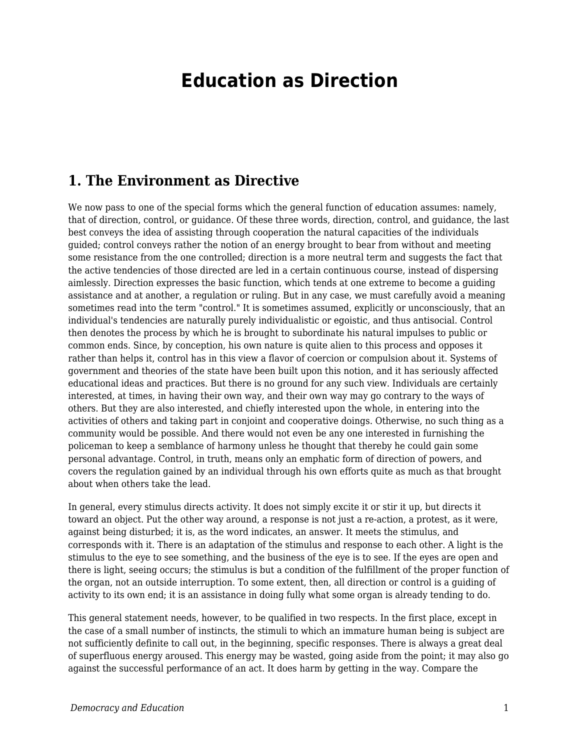# Education as Direction

## 1. The Environment as Directive

We now pass to one of the special forms which the general function of education assumes: namely, that of direction, control, or guidance. Of these three words, direction, control, and guidance, the last best conveys the idea of assisting through cooperation the natural capacities of the individuals guided; control conveys rather the notion of an energy brought to bear from without and meeting some resistance from the one controlled; direction is a more neutral term and suggests the fact that the active tendencies of those directed are led in a certain continuous course, instead of dispersing aimlessly. Direction expresses the basic function, which tends at one extreme to become a guiding assistance and at another, a regulation or ruling. But in any case, we must carefully avoid a meaning sometimes read into the term "control." It is sometimes assumed, explicitly or unconsciously, that an individual's tendencies are naturally purely individualistic or egoistic, and thus antisocial. Control then denotes the process by which he is brought to subordinate his natural impulses to public or common ends. Since, by conception, his own nature is quite alien to this process and opposes it rather than helps it, control has in this view a flavor of coercion or compulsion about it. Systems of government and theories of the state have been built upon this notion, and it has seriously affected educational ideas and practices. But there is no ground for any such view. Individuals are certainly interested, at times, in having their own way, and their own way may go contrary to the ways of others. But they are also interested, and chiefly interested upon the whole, in entering into the activities of others and taking part in conjoint and cooperative doings. Otherwise, no such thing as a community would be possible. And there would not even be any one interested in furnishing the policeman to keep a semblance of harmony unless he thought that thereby he could gain some personal advantage. Control, in truth, means only an emphatic form of direction of powers, and covers the regulation gained by an individual through his own efforts quite as much as that brought about when others take the lead.

In general, every stimulus directs activity. It does not simply excite it or stir it up, but directs it toward an object. Put the other way around, a response is not just a re-action, a protest, as it were, against being disturbed; it is, as the word indicates, an answer. It meets the stimulus, and corresponds with it. There is an adaptation of the stimulus and response to each other. A light is the stimulus to the eye to see something, and the business of the eye is to see. If the eyes are open and there is light, seeing occurs; the stimulus is but a condition of the fulfillment of the proper function of the organ, not an outside interruption. To some extent, then, all direction or control is a guiding of activity to its own end; it is an assistance in doing fully what some organ is already tending to do.

This general statement needs, however, to be qualified in two respects. In the first place, except in the case of a small number of instincts, the stimuli to which an immature human being is subject are not sufficiently definite to call out, in the beginning, specific responses. There is always a great deal of superfluous energy aroused. This energy may be wasted, going aside from the point; it may also go against the successful performance of an act. It does harm by getting in the way. Compare the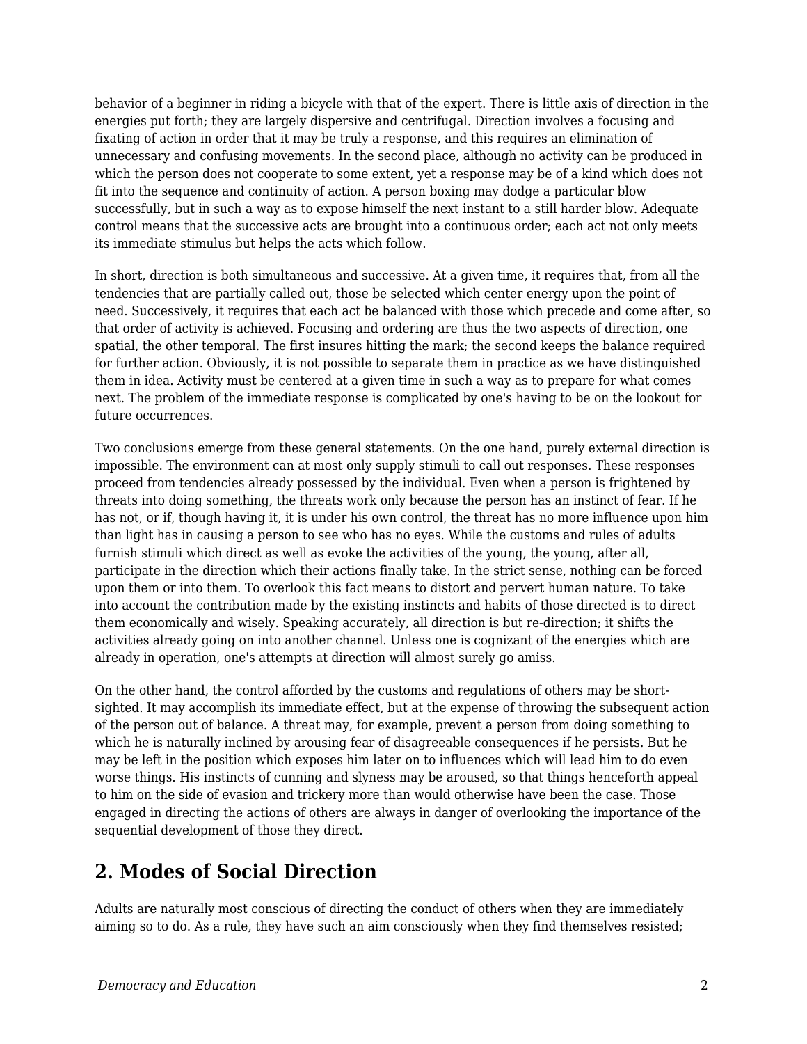behavior of a beginner in riding a bicycle with that of the expert. There is little axis of direction in the energies put forth; they are largely dispersive and centrifugal. Direction involves a focusing and fixating of action in order that it may be truly a response, and this requires an elimination of unnecessary and confusing movements. In the second place, although no activity can be produced in which the person does not cooperate to some extent, yet a response may be of a kind which does not fit into the sequence and continuity of action. A person boxing may dodge a particular blow successfully, but in such a way as to expose himself the next instant to a still harder blow. Adequate control means that the successive acts are brought into a continuous order; each act not only meets its immediate stimulus but helps the acts which follow.

In short, direction is both simultaneous and successive. At a given time, it requires that, from all the tendencies that are partially called out, those be selected which center energy upon the point of need. Successively, it requires that each act be balanced with those which precede and come after, so that order of activity is achieved. Focusing and ordering are thus the two aspects of direction, one spatial, the other temporal. The first insures hitting the mark; the second keeps the balance required for further action. Obviously, it is not possible to separate them in practice as we have distinguished them in idea. Activity must be centered at a given time in such a way as to prepare for what comes next. The problem of the immediate response is complicated by one's having to be on the lookout for future occurrences.

Two conclusions emerge from these general statements. On the one hand, purely external direction is impossible. The environment can at most only supply stimuli to call out responses. These responses proceed from tendencies already possessed by the individual. Even when a person is frightened by threats into doing something, the threats work only because the person has an instinct of fear. If he has not, or if, though having it, it is under his own control, the threat has no more influence upon him than light has in causing a person to see who has no eyes. While the customs and rules of adults furnish stimuli which direct as well as evoke the activities of the young, the young, after all, participate in the direction which their actions finally take. In the strict sense, nothing can be forced upon them or into them. To overlook this fact means to distort and pervert human nature. To take into account the contribution made by the existing instincts and habits of those directed is to direct them economically and wisely. Speaking accurately, all direction is but re-direction; it shifts the activities already going on into another channel. Unless one is cognizant of the energies which are already in operation, one's attempts at direction will almost surely go amiss.

On the other hand, the control afforded by the customs and regulations of others may be short-sighted. It may accomplish its immediate effect, but at the expense of throwing the subsequent action of the person out of balance. A threat may, for example, prevent a person from doing something to which he is naturally inclined by arousing fear of disagreeable consequences if he persists. But he may be left in the position which exposes him later on to influences which will lead him to do even worse things. His instincts of cunning and slyness may be aroused, so that things henceforth appeal to him on the side of evasion and trickery more than would otherwise have been the case. Those engaged in directing the actions of others are always in danger of overlooking the importance of the sequential development of those they direct.

## 2. Modes of Social Direction

Adults are naturally most conscious of directing the conduct of others when they are immediately aiming so to do. As a rule, they have such an aim consciously when they find themselves resisted;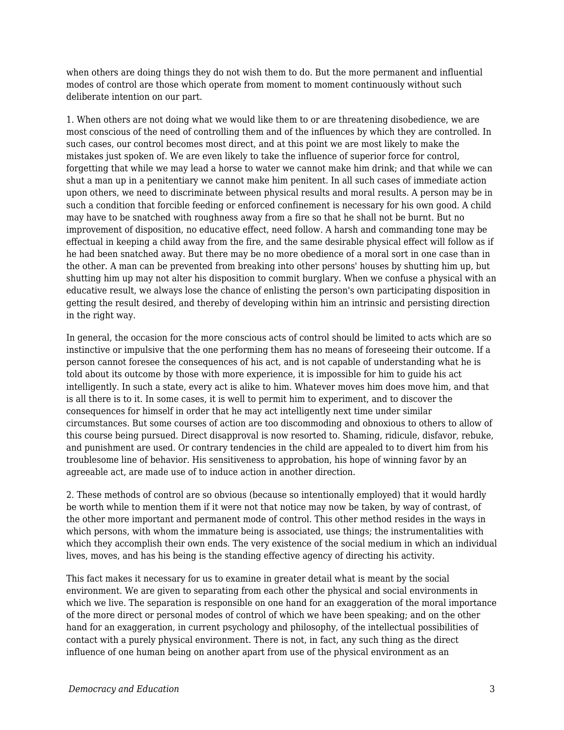when others are doing things they do not wish them to do. But the more permanent and influential modes of control are those which operate from moment to moment continuously without such deliberate intention on our part.

1. When others are not doing what we would like them to or are threatening disobedience, we are most conscious of the need of controlling them and of the influences by which they are controlled. In such cases, our control becomes most direct, and at this point we are most likely to make the mistakes just spoken of. We are even likely to take the influence of superior force for control, forgetting that while we may lead a horse to water we cannot make him drink; and that while we can shut a man up in a penitentiary we cannot make him penitent. In all such cases of immediate action upon others, we need to discriminate between physical results and moral results. A person may be in such a condition that forcible feeding or enforced confinement is necessary for his own good. A child may have to be snatched with roughness away from a fire so that he shall not be burnt. But no improvement of disposition, no educative effect, need follow. A harsh and commanding tone may be effectual in keeping a child away from the fire, and the same desirable physical effect will follow as if he had been snatched away. But there may be no more obedience of a moral sort in one case than in the other. A man can be prevented from breaking into other persons' houses by shutting him up, but shutting him up may not alter his disposition to commit burglary. When we confuse a physical with an educative result, we always lose the chance of enlisting the person's own participating disposition in getting the result desired, and thereby of developing within him an intrinsic and persisting direction in the right way.

In general, the occasion for the more conscious acts of control should be limited to acts which are so instinctive or impulsive that the one performing them has no means of foreseeing their outcome. If a person cannot foresee the consequences of his act, and is not capable of understanding what he is told about its outcome by those with more experience, it is impossible for him to guide his act intelligently. In such a state, every act is alike to him. Whatever moves him does move him, and that is all there is to it. In some cases, it is well to permit him to experiment, and to discover the consequences for himself in order that he may act intelligently next time under similar circumstances. But some courses of action are too discommoding and obnoxious to others to allow of this course being pursued. Direct disapproval is now resorted to. Shaming, ridicule, disfavor, rebuke, and punishment are used. Or contrary tendencies in the child are appealed to to divert him from his troublesome line of behavior. His sensitiveness to approbation, his hope of winning favor by an agreeable act, are made use of to induce action in another direction.

2. These methods of control are so obvious (because so intentionally employed) that it would hardly be worth while to mention them if it were not that notice may now be taken, by way of contrast, of the other more important and permanent mode of control. This other method resides in the ways in which persons, with whom the immature being is associated, use things; the instrumentalities with which they accomplish their own ends. The very existence of the social medium in which an individual lives, moves, and has his being is the standing effective agency of directing his activity.

This fact makes it necessary for us to examine in greater detail what is meant by the social environment. We are given to separating from each other the physical and social environments in which we live. The separation is responsible on one hand for an exaggeration of the moral importance of the more direct or personal modes of control of which we have been speaking; and on the other hand for an exaggeration, in current psychology and philosophy, of the intellectual possibilities of contact with a purely physical environment. There is not, in fact, any such thing as the direct influence of one human being on another apart from use of the physical environment as an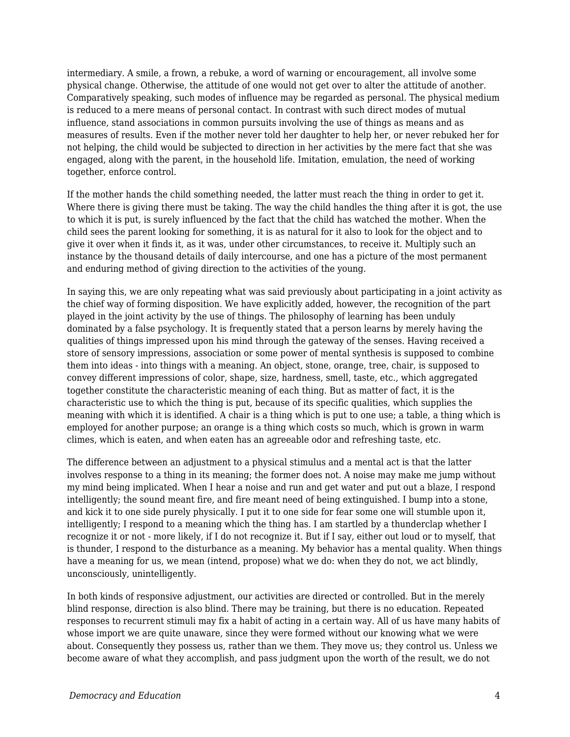intermediary. A smile, a frown, a rebuke, a word of warning or encouragement, all involve some physical change. Otherwise, the attitude of one would not get over to alter the attitude of another. Comparatively speaking, such modes of influence may be regarded as personal. The physical medium is reduced to a mere means of personal contact. In contrast with such direct modes of mutual influence, stand associations in common pursuits involving the use of things as means and as measures of results. Even if the mother never told her daughter to help her, or never rebuked her for not helping, the child would be subjected to direction in her activities by the mere fact that she was engaged, along with the parent, in the household life. Imitation, emulation, the need of working together, enforce control.

If the mother hands the child something needed, the latter must reach the thing in order to get it. Where there is giving there must be taking. The way the child handles the thing after it is got, the use to which it is put, is surely influenced by the fact that the child has watched the mother. When the child sees the parent looking for something, it is as natural for it also to look for the object and to give it over when it finds it, as it was, under other circumstances, to receive it. Multiply such an instance by the thousand details of daily intercourse, and one has a picture of the most permanent and enduring method of giving direction to the activities of the young.

In saying this, we are only repeating what was said previously about participating in a joint activity as the chief way of forming disposition. We have explicitly added, however, the recognition of the part played in the joint activity by the use of things. The philosophy of learning has been unduly dominated by a false psychology. It is frequently stated that a person learns by merely having the qualities of things impressed upon his mind through the gateway of the senses. Having received a store of sensory impressions, association or some power of mental synthesis is supposed to combine them into ideas - into things with a meaning. An object, stone, orange, tree, chair, is supposed to convey different impressions of color, shape, size, hardness, smell, taste, etc., which aggregated together constitute the characteristic meaning of each thing. But as matter of fact, it is the characteristic use to which the thing is put, because of its specific qualities, which supplies the meaning with which it is identified. A chair is a thing which is put to one use; a table, a thing which is employed for another purpose; an orange is a thing which costs so much, which is grown in warm climes, which is eaten, and when eaten has an agreeable odor and refreshing taste, etc.

The difference between an adjustment to a physical stimulus and a mental act is that the latter involves response to a thing in its meaning; the former does not. A noise may make me jump without my mind being implicated. When I hear a noise and run and get water and put out a blaze, I respond intelligently; the sound meant fire, and fire meant need of being extinguished. I bump into a stone, and kick it to one side purely physically. I put it to one side for fear some one will stumble upon it, intelligently; I respond to a meaning which the thing has. I am startled by a thunderclap whether I recognize it or not - more likely, if I do not recognize it. But if I say, either out loud or to myself, that is thunder, I respond to the disturbance as a meaning. My behavior has a mental quality. When things have a meaning for us, we mean (intend, propose) what we do: when they do not, we act blindly, unconsciously, unintelligently.

In both kinds of responsive adjustment, our activities are directed or controlled. But in the merely blind response, direction is also blind. There may be training, but there is no education. Repeated responses to recurrent stimuli may fix a habit of acting in a certain way. All of us have many habits of whose import we are quite unaware, since they were formed without our knowing what we were about. Consequently they possess us, rather than we them. They move us; they control us. Unless we become aware of what they accomplish, and pass judgment upon the worth of the result, we do not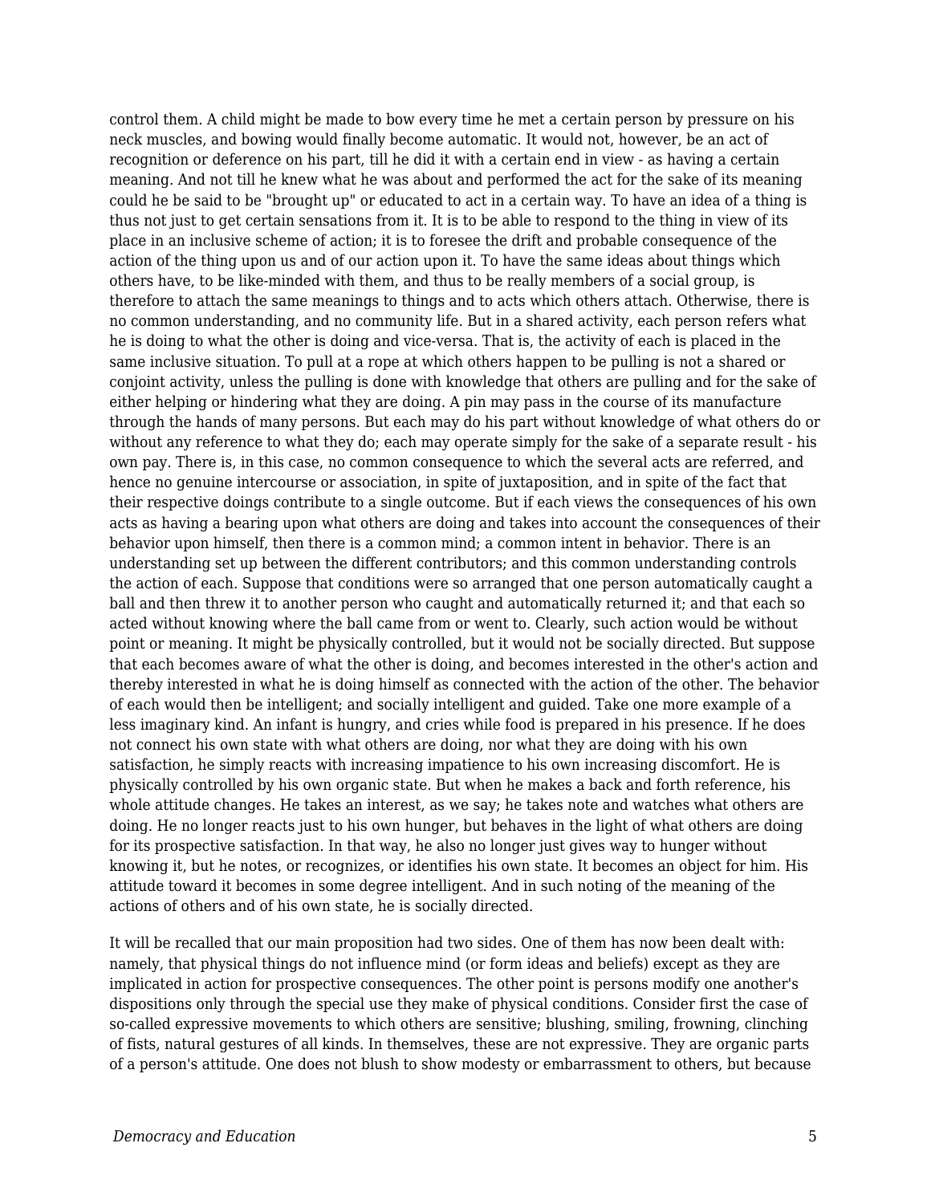control them. A child might be made to bow every time he met a certain person by pressure on his neck muscles, and bowing would finally become automatic. It would not, however, be an act of recognition or deference on his part, till he did it with a certain end in view - as having a certain meaning. And not till he knew what he was about and performed the act for the sake of its meaning could he be said to be "brought up" or educated to act in a certain way. To have an idea of a thing is thus not just to get certain sensations from it. It is to be able to respond to the thing in view of its place in an inclusive scheme of action; it is to foresee the drift and probable consequence of the action of the thing upon us and of our action upon it. To have the same ideas about things which others have, to be like-minded with them, and thus to be really members of a social group, is therefore to attach the same meanings to things and to acts which others attach. Otherwise, there is no common understanding, and no community life. But in a shared activity, each person refers what he is doing to what the other is doing and vice-versa. That is, the activity of each is placed in the same inclusive situation. To pull at a rope at which others happen to be pulling is not a shared or conjoint activity, unless the pulling is done with knowledge that others are pulling and for the sake of either helping or hindering what they are doing. A pin may pass in the course of its manufacture through the hands of many persons. But each may do his part without knowledge of what others do or without any reference to what they do; each may operate simply for the sake of a separate result - his own pay. There is, in this case, no common consequence to which the several acts are referred, and hence no genuine intercourse or association, in spite of juxtaposition, and in spite of the fact that their respective doings contribute to a single outcome. But if each views the consequences of his own acts as having a bearing upon what others are doing and takes into account the consequences of their behavior upon himself, then there is a common mind; a common intent in behavior. There is an understanding set up between the different contributors; and this common understanding controls the action of each. Suppose that conditions were so arranged that one person automatically caught a ball and then threw it to another person who caught and automatically returned it; and that each so acted without knowing where the ball came from or went to. Clearly, such action would be without point or meaning. It might be physically controlled, but it would not be socially directed. But suppose that each becomes aware of what the other is doing, and becomes interested in the other's action and thereby interested in what he is doing himself as connected with the action of the other. The behavior of each would then be intelligent; and socially intelligent and guided. Take one more example of a less imaginary kind. An infant is hungry, and cries while food is prepared in his presence. If he does not connect his own state with what others are doing, nor what they are doing with his own satisfaction, he simply reacts with increasing impatience to his own increasing discomfort. He is physically controlled by his own organic state. But when he makes a back and forth reference, his whole attitude changes. He takes an interest, as we say; he takes note and watches what others are doing. He no longer reacts just to his own hunger, but behaves in the light of what others are doing for its prospective satisfaction. In that way, he also no longer just gives way to hunger without knowing it, but he notes, or recognizes, or identifies his own state. It becomes an object for him. His attitude toward it becomes in some degree intelligent. And in such noting of the meaning of the actions of others and of his own state, he is socially directed.

It will be recalled that our main proposition had two sides. One of them has now been dealt with: namely, that physical things do not influence mind (or form ideas and beliefs) except as they are implicated in action for prospective consequences. The other point is persons modify one another's dispositions only through the special use they make of physical conditions. Consider first the case of so-called expressive movements to which others are sensitive; blushing, smiling, frowning, clinching of fists, natural gestures of all kinds. In themselves, these are not expressive. They are organic parts of a person's attitude. One does not blush to show modesty or embarrassment to others, but because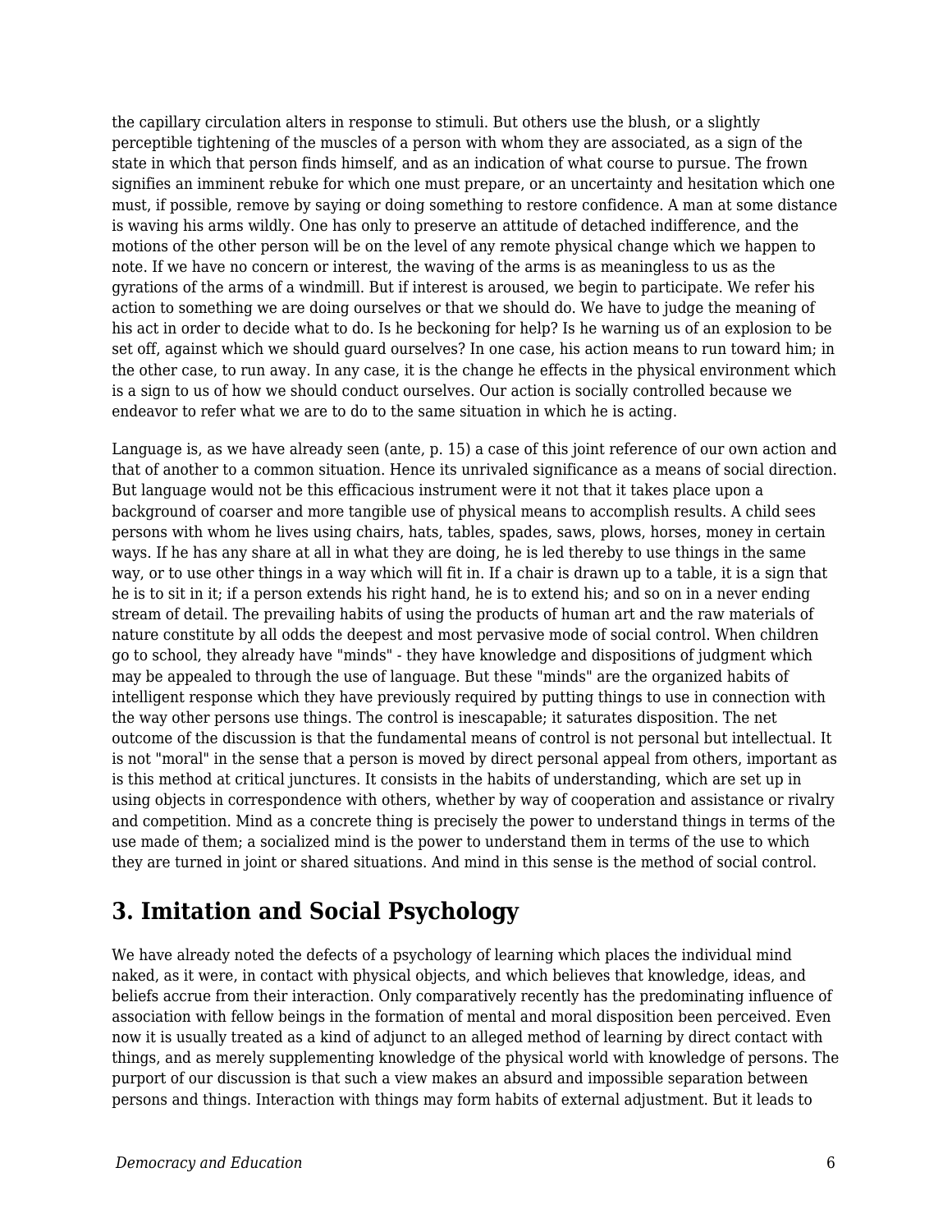the capillary circulation alters in response to stimuli. But others use the blush, or a slightly perceptible tightening of the muscles of a person with whom they are associated, as a sign of the state in which that person finds himself, and as an indication of what course to pursue. The frown signifies an imminent rebuke for which one must prepare, or an uncertainty and hesitation which one must, if possible, remove by saying or doing something to restore confidence. A man at some distance is waving his arms wildly. One has only to preserve an attitude of detached indifference, and the motions of the other person will be on the level of any remote physical change which we happen to note. If we have no concern or interest, the waving of the arms is as meaningless to us as the gyrations of the arms of a windmill. But if interest is aroused, we begin to participate. We refer his action to something we are doing ourselves or that we should do. We have to judge the meaning of his act in order to decide what to do. Is he beckoning for help? Is he warning us of an explosion to be set off, against which we should guard ourselves? In one case, his action means to run toward him; in the other case, to run away. In any case, it is the change he effects in the physical environment which is a sign to us of how we should conduct ourselves. Our action is socially controlled because we endeavor to refer what we are to do to the same situation in which he is acting.

Language is, as we have already seen (ante, p. 15) a case of this joint reference of our own action and that of another to a common situation. Hence its unrivaled significance as a means of social direction. But language would not be this efficacious instrument were it not that it takes place upon a background of coarser and more tangible use of physical means to accomplish results. A child sees persons with whom he lives using chairs, hats, tables, spades, saws, plows, horses, money in certain ways. If he has any share at all in what they are doing, he is led thereby to use things in the same way, or to use other things in a way which will fit in. If a chair is drawn up to a table, it is a sign that he is to sit in it; if a person extends his right hand, he is to extend his; and so on in a never ending stream of detail. The prevailing habits of using the products of human art and the raw materials of nature constitute by all odds the deepest and most pervasive mode of social control. When children go to school, they already have "minds" - they have knowledge and dispositions of judgment which may be appealed to through the use of language. But these "minds" are the organized habits of intelligent response which they have previously required by putting things to use in connection with the way other persons use things. The control is inescapable; it saturates disposition. The net outcome of the discussion is that the fundamental means of control is not personal but intellectual. It is not "moral" in the sense that a person is moved by direct personal appeal from others, important as is this method at critical junctures. It consists in the habits of understanding, which are set up in using objects in correspondence with others, whether by way of cooperation and assistance or rivalry and competition. Mind as a concrete thing is precisely the power to understand things in terms of the use made of them; a socialized mind is the power to understand them in terms of the use to which they are turned in joint or shared situations. And mind in this sense is the method of social control.

## 3. Imitation and Social Psychology

We have already noted the defects of a psychology of learning which places the individual mind naked, as it were, in contact with physical objects, and which believes that knowledge, ideas, and beliefs accrue from their interaction. Only comparatively recently has the predominating influence of association with fellow beings in the formation of mental and moral disposition been perceived. Even now it is usually treated as a kind of adjunct to an alleged method of learning by direct contact with things, and as merely supplementing knowledge of the physical world with knowledge of persons. The purport of our discussion is that such a view makes an absurd and impossible separation between persons and things. Interaction with things may form habits of external adjustment. But it leads to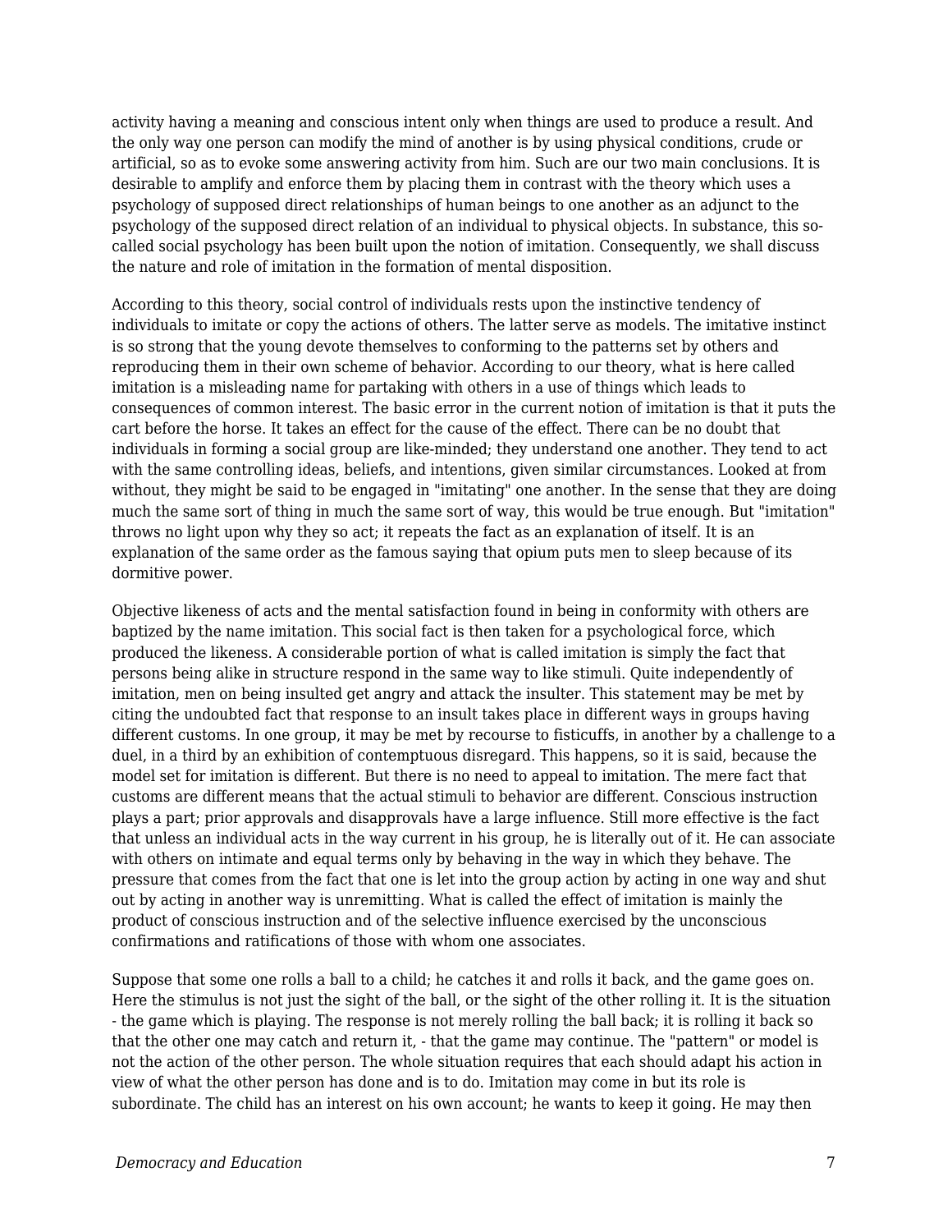activity having a meaning and conscious intent only when things are used to produce a result. And the only way one person can modify the mind of another is by using physical conditions, crude or artificial, so as to evoke some answering activity from him. Such are our two main conclusions. It is desirable to amplify and enforce them by placing them in contrast with the theory which uses a psychology of supposed direct relationships of human beings to one another as an adjunct to the psychology of the supposed direct relation of an individual to physical objects. In substance, this so-called social psychology has been built upon the notion of imitation. Consequently, we shall discuss the nature and role of imitation in the formation of mental disposition.

According to this theory, social control of individuals rests upon the instinctive tendency of individuals to imitate or copy the actions of others. The latter serve as models. The imitative instinct is so strong that the young devote themselves to conforming to the patterns set by others and reproducing them in their own scheme of behavior. According to our theory, what is here called imitation is a misleading name for partaking with others in a use of things which leads to consequences of common interest. The basic error in the current notion of imitation is that it puts the cart before the horse. It takes an effect for the cause of the effect. There can be no doubt that individuals in forming a social group are like-minded; they understand one another. They tend to act with the same controlling ideas, beliefs, and intentions, given similar circumstances. Looked at from without, they might be said to be engaged in "imitating" one another. In the sense that they are doing much the same sort of thing in much the same sort of way, this would be true enough. But "imitation" throws no light upon why they so act; it repeats the fact as an explanation of itself. It is an explanation of the same order as the famous saying that opium puts men to sleep because of its dormitive power.

Objective likeness of acts and the mental satisfaction found in being in conformity with others are baptized by the name imitation. This social fact is then taken for a psychological force, which produced the likeness. A considerable portion of what is called imitation is simply the fact that persons being alike in structure respond in the same way to like stimuli. Quite independently of imitation, men on being insulted get angry and attack the insulter. This statement may be met by citing the undoubted fact that response to an insult takes place in different ways in groups having different customs. In one group, it may be met by recourse to fisticuffs, in another by a challenge to a duel, in a third by an exhibition of contemptuous disregard. This happens, so it is said, because the model set for imitation is different. But there is no need to appeal to imitation. The mere fact that customs are different means that the actual stimuli to behavior are different. Conscious instruction plays a part; prior approvals and disapprovals have a large influence. Still more effective is the fact that unless an individual acts in the way current in his group, he is literally out of it. He can associate with others on intimate and equal terms only by behaving in the way in which they behave. The pressure that comes from the fact that one is let into the group action by acting in one way and shut out by acting in another way is unremitting. What is called the effect of imitation is mainly the product of conscious instruction and of the selective influence exercised by the unconscious confirmations and ratifications of those with whom one associates.

Suppose that some one rolls a ball to a child; he catches it and rolls it back, and the game goes on. Here the stimulus is not just the sight of the ball, or the sight of the other rolling it. It is the situation - the game which is playing. The response is not merely rolling the ball back; it is rolling it back so that the other one may catch and return it, - that the game may continue. The "pattern" or model is not the action of the other person. The whole situation requires that each should adapt his action in view of what the other person has done and is to do. Imitation may come in but its role is subordinate. The child has an interest on his own account; he wants to keep it going. He may then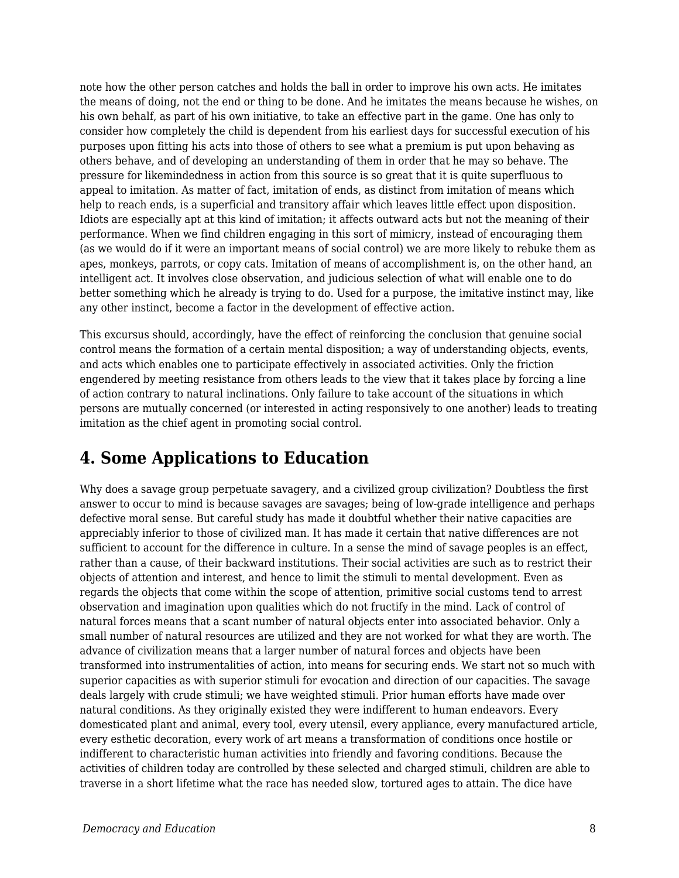note how the other person catches and holds the ball in order to improve his own acts. He imitates the means of doing, not the end or thing to be done. And he imitates the means because he wishes, on his own behalf, as part of his own initiative, to take an effective part in the game. One has only to consider how completely the child is dependent from his earliest days for successful execution of his purposes upon fitting his acts into those of others to see what a premium is put upon behaving as others behave, and of developing an understanding of them in order that he may so behave. The pressure for likemindedness in action from this source is so great that it is quite superfluous to appeal to imitation. As matter of fact, imitation of ends, as distinct from imitation of means which help to reach ends, is a superficial and transitory affair which leaves little effect upon disposition. Idiots are especially apt at this kind of imitation; it affects outward acts but not the meaning of their performance. When we find children engaging in this sort of mimicry, instead of encouraging them (as we would do if it were an important means of social control) we are more likely to rebuke them as apes, monkeys, parrots, or copy cats. Imitation of means of accomplishment is, on the other hand, an intelligent act. It involves close observation, and judicious selection of what will enable one to do better something which he already is trying to do. Used for a purpose, the imitative instinct may, like any other instinct, become a factor in the development of effective action.

This excursus should, accordingly, have the effect of reinforcing the conclusion that genuine social control means the formation of a certain mental disposition; a way of understanding objects, events, and acts which enables one to participate effectively in associated activities. Only the friction engendered by meeting resistance from others leads to the view that it takes place by forcing a line of action contrary to natural inclinations. Only failure to take account of the situations in which persons are mutually concerned (or interested in acting responsively to one another) leads to treating imitation as the chief agent in promoting social control.

## 4. Some Applications to Education

Why does a savage group perpetuate savagery, and a civilized group civilization? Doubtless the first answer to occur to mind is because savages are savages; being of low-grade intelligence and perhaps defective moral sense. But careful study has made it doubtful whether their native capacities are appreciably inferior to those of civilized man. It has made it certain that native differences are not sufficient to account for the difference in culture. In a sense the mind of savage peoples is an effect, rather than a cause, of their backward institutions. Their social activities are such as to restrict their objects of attention and interest, and hence to limit the stimuli to mental development. Even as regards the objects that come within the scope of attention, primitive social customs tend to arrest observation and imagination upon qualities which do not fructify in the mind. Lack of control of natural forces means that a scant number of natural objects enter into associated behavior. Only a small number of natural resources are utilized and they are not worked for what they are worth. The advance of civilization means that a larger number of natural forces and objects have been transformed into instrumentalities of action, into means for securing ends. We start not so much with superior capacities as with superior stimuli for evocation and direction of our capacities. The savage deals largely with crude stimuli; we have weighted stimuli. Prior human efforts have made over natural conditions. As they originally existed they were indifferent to human endeavors. Every domesticated plant and animal, every tool, every utensil, every appliance, every manufactured article, every esthetic decoration, every work of art means a transformation of conditions once hostile or indifferent to characteristic human activities into friendly and favoring conditions. Because the activities of children today are controlled by these selected and charged stimuli, children are able to traverse in a short lifetime what the race has needed slow, tortured ages to attain. The dice have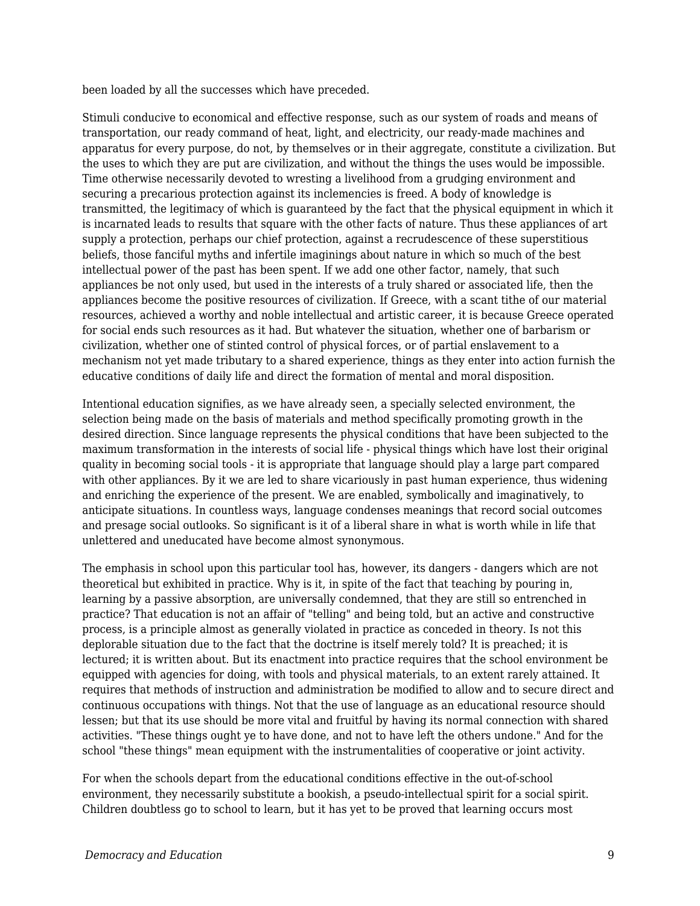been loaded by all the successes which have preceded.

Stimuli conducive to economical and effective response, such as our system of roads and means of transportation, our ready command of heat, light, and electricity, our ready-made machines and apparatus for every purpose, do not, by themselves or in their aggregate, constitute a civilization. But the uses to which they are put are civilization, and without the things the uses would be impossible. Time otherwise necessarily devoted to wresting a livelihood from a grudging environment and securing a precarious protection against its inclemencies is freed. A body of knowledge is transmitted, the legitimacy of which is guaranteed by the fact that the physical equipment in which it is incarnated leads to results that square with the other facts of nature. Thus these appliances of art supply a protection, perhaps our chief protection, against a recrudescence of these superstitious beliefs, those fanciful myths and infertile imaginings about nature in which so much of the best intellectual power of the past has been spent. If we add one other factor, namely, that such appliances be not only used, but used in the interests of a truly shared or associated life, then the appliances become the positive resources of civilization. If Greece, with a scant tithe of our material resources, achieved a worthy and noble intellectual and artistic career, it is because Greece operated for social ends such resources as it had. But whatever the situation, whether one of barbarism or civilization, whether one of stinted control of physical forces, or of partial enslavement to a mechanism not yet made tributary to a shared experience, things as they enter into action furnish the educative conditions of daily life and direct the formation of mental and moral disposition.

Intentional education signifies, as we have already seen, a specially selected environment, the selection being made on the basis of materials and method specifically promoting growth in the desired direction. Since language represents the physical conditions that have been subjected to the maximum transformation in the interests of social life - physical things which have lost their original quality in becoming social tools - it is appropriate that language should play a large part compared with other appliances. By it we are led to share vicariously in past human experience, thus widening and enriching the experience of the present. We are enabled, symbolically and imaginatively, to anticipate situations. In countless ways, language condenses meanings that record social outcomes and presage social outlooks. So significant is it of a liberal share in what is worth while in life that unlettered and uneducated have become almost synonymous.

The emphasis in school upon this particular tool has, however, its dangers - dangers which are not theoretical but exhibited in practice. Why is it, in spite of the fact that teaching by pouring in, learning by a passive absorption, are universally condemned, that they are still so entrenched in practice? That education is not an affair of "telling" and being told, but an active and constructive process, is a principle almost as generally violated in practice as conceded in theory. Is not this deplorable situation due to the fact that the doctrine is itself merely told? It is preached; it is lectured; it is written about. But its enactment into practice requires that the school environment be equipped with agencies for doing, with tools and physical materials, to an extent rarely attained. It requires that methods of instruction and administration be modified to allow and to secure direct and continuous occupations with things. Not that the use of language as an educational resource should lessen; but that its use should be more vital and fruitful by having its normal connection with shared activities. "These things ought ye to have done, and not to have left the others undone." And for the school "these things" mean equipment with the instrumentalities of cooperative or joint activity.

For when the schools depart from the educational conditions effective in the out-of-school environment, they necessarily substitute a bookish, a pseudo-intellectual spirit for a social spirit. Children doubtless go to school to learn, but it has yet to be proved that learning occurs most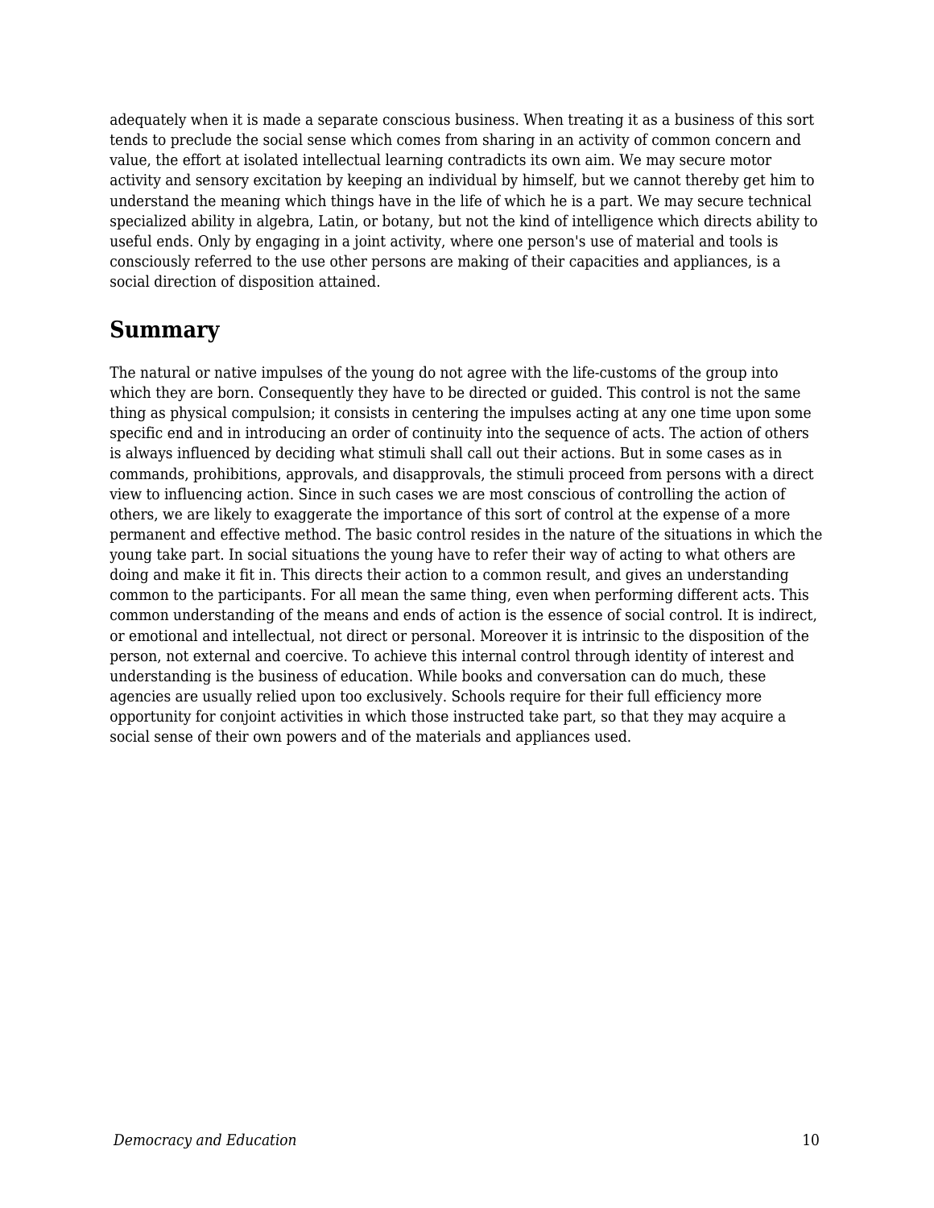adequately when it is made a separate conscious business. When treating it as a business of this sort tends to preclude the social sense which comes from sharing in an activity of common concern and value, the effort at isolated intellectual learning contradicts its own aim. We may secure motor activity and sensory excitation by keeping an individual by himself, but we cannot thereby get him to understand the meaning which things have in the life of which he is a part. We may secure technical specialized ability in algebra, Latin, or botany, but not the kind of intelligence which directs ability to useful ends. Only by engaging in a joint activity, where one person's use of material and tools is consciously referred to the use other persons are making of their capacities and appliances, is a social direction of disposition attained.

## Summary

The natural or native impulses of the young do not agree with the life-customs of the group into which they are born. Consequently they have to be directed or guided. This control is not the same thing as physical compulsion; it consists in centering the impulses acting at any one time upon some specific end and in introducing an order of continuity into the sequence of acts. The action of others is always influenced by deciding what stimuli shall call out their actions. But in some cases as in commands, prohibitions, approvals, and disapprovals, the stimuli proceed from persons with a direct view to influencing action. Since in such cases we are most conscious of controlling the action of others, we are likely to exaggerate the importance of this sort of control at the expense of a more permanent and effective method. The basic control resides in the nature of the situations in which the young take part. In social situations the young have to refer their way of acting to what others are doing and make it fit in. This directs their action to a common result, and gives an understanding common to the participants. For all mean the same thing, even when performing different acts. This common understanding of the means and ends of action is the essence of social control. It is indirect, or emotional and intellectual, not direct or personal. Moreover it is intrinsic to the disposition of the person, not external and coercive. To achieve this internal control through identity of interest and understanding is the business of education. While books and conversation can do much, these agencies are usually relied upon too exclusively. Schools require for their full efficiency more opportunity for conjoint activities in which those instructed take part, so that they may acquire a social sense of their own powers and of the materials and appliances used.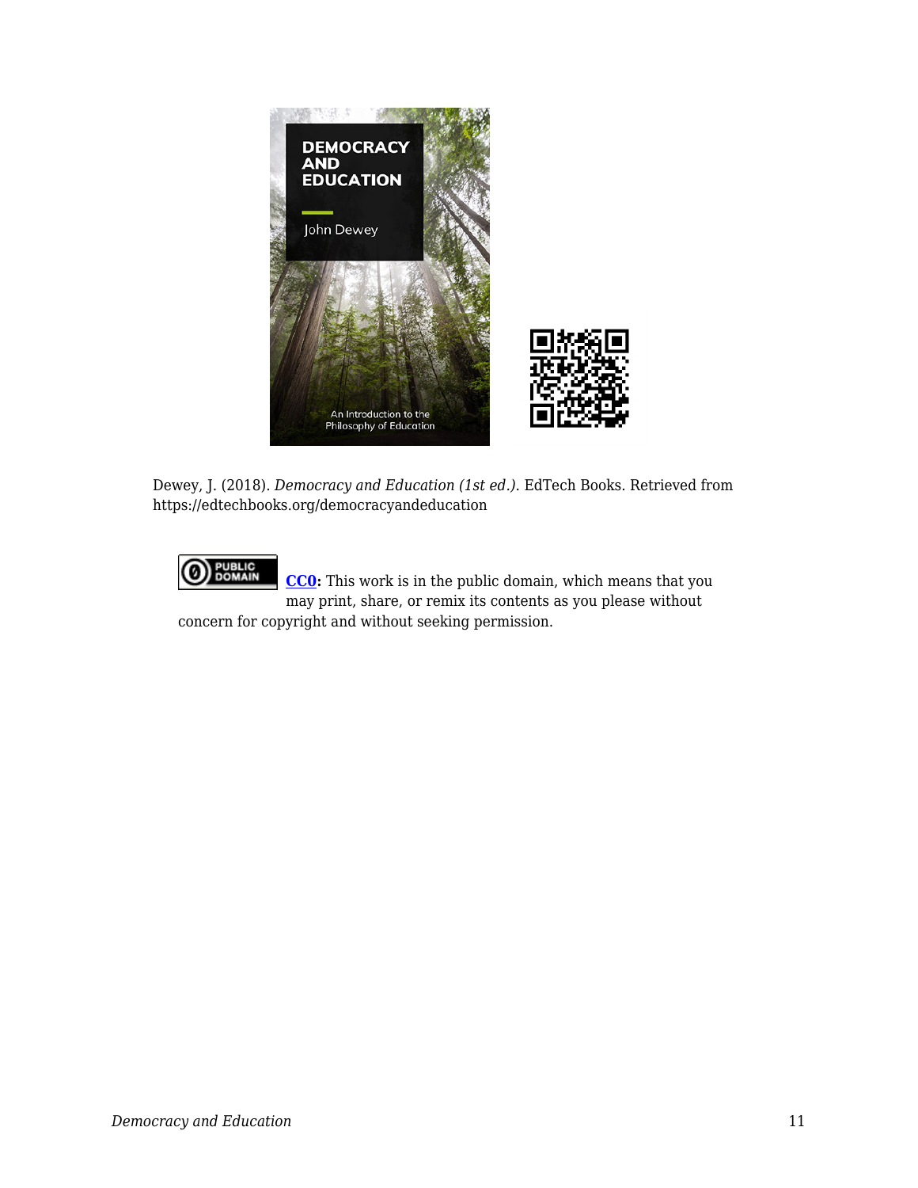Dewey, J. (2018). *Democracy and Education (1st ed.)*. EdTech Books. Retrieved from https://edtechbooks.org/democracyandeducation

**CC0:** This work is in the public domain, which means that you may print, share, or remix its contents as you please without concern for copyright and without seeking permission.